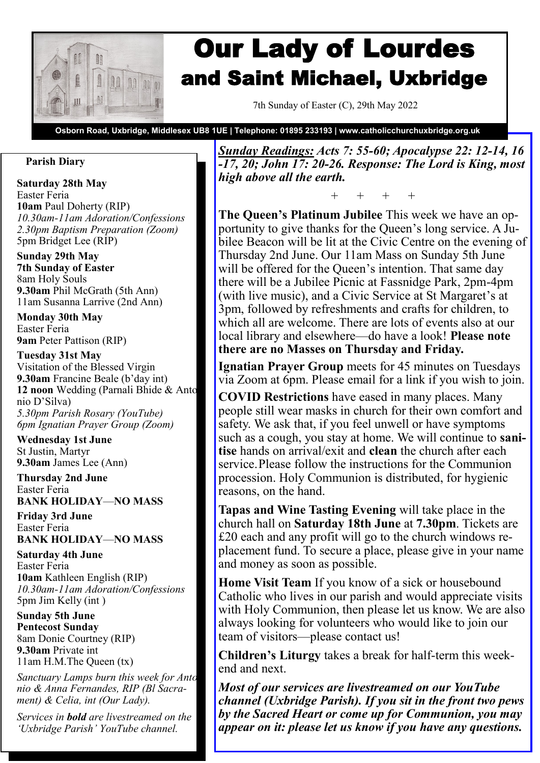# Our Lady of Lourdes
## and Saint Michael, Uxbridge

7th Sunday of Easter (C), 29th May 2022

**Osborn Road, Uxbridge, Middlesex UB8 1UE | Telephone: 01895 233193 | www.catholicchurchuxbridge.org.uk**

### Parish Diary

**Saturday 28th May**
Easter Feria
**10am** Paul Doherty (RIP)
*10.30am-11am Adoration/Confessions*
*2.30pm Baptism Preparation (Zoom)*
5pm Bridget Lee (RIP)

**Sunday 29th May**
**7th Sunday of Easter**
8am Holy Souls
**9.30am** Phil McGrath (5th Ann)
11am Susanna Larrive (2nd Ann)

**Monday 30th May**
Easter Feria
**9am** Peter Pattison (RIP)

**Tuesday 31st May**
Visitation of the Blessed Virgin
**9.30am** Francine Beale (b'day int)
**12 noon** Wedding (Parnali Bhide & Antonio D'Silva)
*5.30pm Parish Rosary (YouTube)*
*6pm Ignatian Prayer Group (Zoom)*

**Wednesday 1st June**
St Justin, Martyr
**9.30am** James Lee (Ann)

**Thursday 2nd June**
Easter Feria
**BANK HOLIDAY—NO MASS**

**Friday 3rd June**
Easter Feria
**BANK HOLIDAY—NO MASS**

**Saturday 4th June**
Easter Feria
**10am** Kathleen English (RIP)
*10.30am-11am Adoration/Confessions*
5pm Jim Kelly (int )

**Sunday 5th June**
**Pentecost Sunday**
8am Donie Courtney (RIP)
**9.30am** Private int
11am H.M.The Queen (tx)

*Sanctuary Lamps burn this week for Antonio & Anna Fernandes, RIP (Bl Sacrament) & Celia, int (Our Lady).*

*Services in **bold** are livestreamed on the 'Uxbridge Parish' YouTube channel.*

***Sunday Readings:** Acts 7: 55-60; Apocalypse 22: 12-14, 16-17, 20; John 17: 20-26. Response: The Lord is King, most high above all the earth.*

\+ + + +

**The Queen's Platinum Jubilee** This week we have an opportunity to give thanks for the Queen's long service. A Jubilee Beacon will be lit at the Civic Centre on the evening of Thursday 2nd June. Our 11am Mass on Sunday 5th June will be offered for the Queen's intention. That same day there will be a Jubilee Picnic at Fassnidge Park, 2pm-4pm (with live music), and a Civic Service at St Margaret's at 3pm, followed by refreshments and crafts for children, to which all are welcome. There are lots of events also at our local library and elsewhere—do have a look! **Please note there are no Masses on Thursday and Friday.**

**Ignatian Prayer Group** meets for 45 minutes on Tuesdays via Zoom at 6pm. Please email for a link if you wish to join.

**COVID Restrictions** have eased in many places. Many people still wear masks in church for their own comfort and safety. We ask that, if you feel unwell or have symptoms such as a cough, you stay at home. We will continue to **sanitise** hands on arrival/exit and **clean** the church after each service.Please follow the instructions for the Communion procession. Holy Communion is distributed, for hygienic reasons, on the hand.

**Tapas and Wine Tasting Evening** will take place in the church hall on **Saturday 18th June** at **7.30pm**. Tickets are £20 each and any profit will go to the church windows replacement fund. To secure a place, please give in your name and money as soon as possible.

**Home Visit Team** If you know of a sick or housebound Catholic who lives in our parish and would appreciate visits with Holy Communion, then please let us know. We are also always looking for volunteers who would like to join our team of visitors—please contact us!

**Children's Liturgy** takes a break for half-term this weekend and next.

***Most of our services are livestreamed on our YouTube channel (Uxbridge Parish). If you sit in the front two pews by the Sacred Heart or come up for Communion, you may appear on it: please let us know if you have any questions.***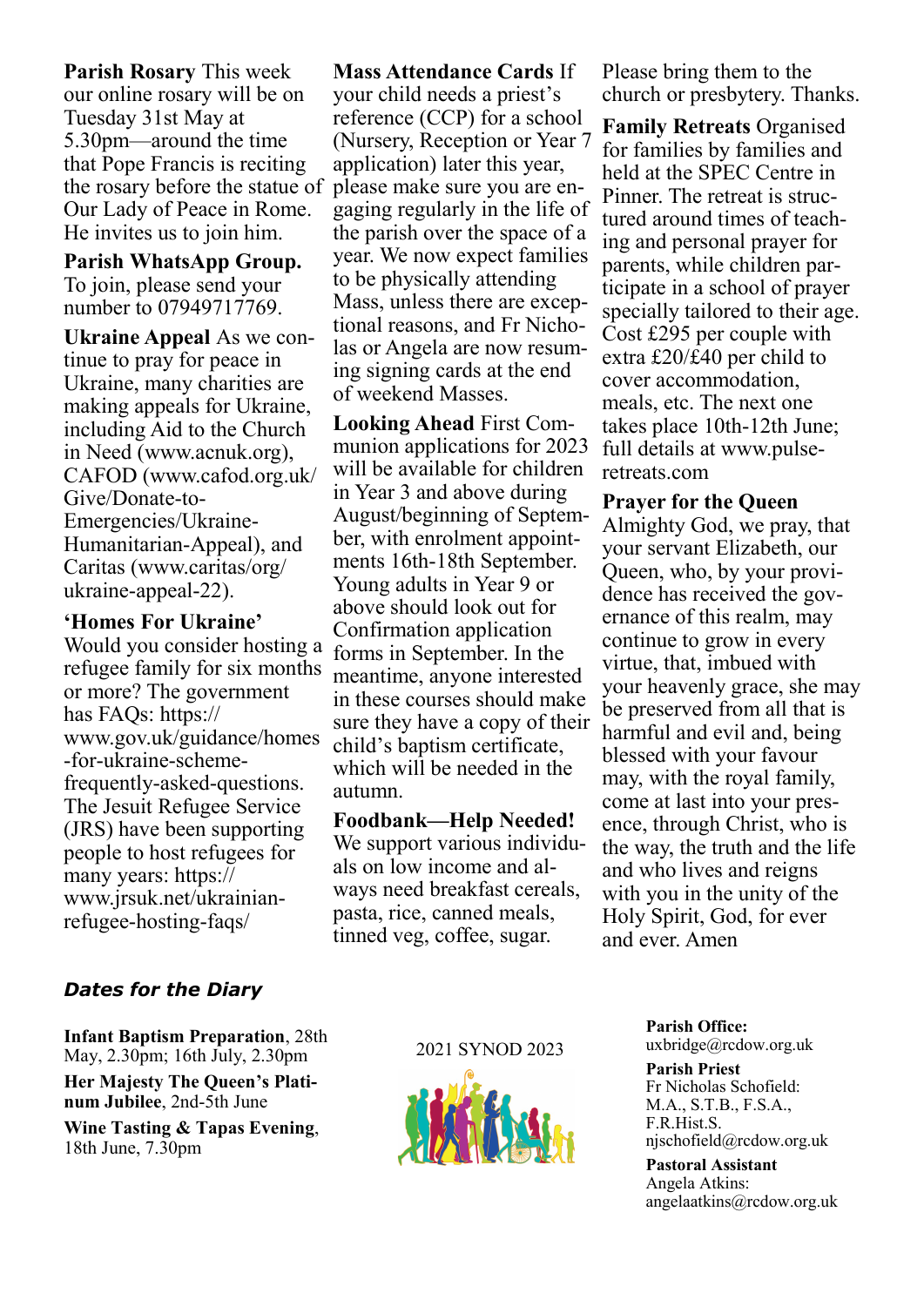**Parish Rosary** This week our online rosary will be on Tuesday 31st May at 5.30pm—around the time that Pope Francis is reciting the rosary before the statue of Our Lady of Peace in Rome. He invites us to join him.

**Parish WhatsApp Group.** To join, please send your number to 07949717769.

**Ukraine Appeal** As we continue to pray for peace in Ukraine, many charities are making appeals for Ukraine, including Aid to the Church in Need (www.acnuk.org), CAFOD (www.cafod.org.uk/Give/Donate-to-Emergencies/Ukraine-Humanitarian-Appeal), and Caritas (www.caritas/org/ukraine-appeal-22).

**'Homes For Ukraine'** Would you consider hosting a refugee family for six months or more? The government has FAQs: https://www.gov.uk/guidance/homes-for-ukraine-scheme-frequently-asked-questions. The Jesuit Refugee Service (JRS) have been supporting people to host refugees for many years: https://www.jrsuk.net/ukrainian-refugee-hosting-faqs/

**Mass Attendance Cards** If your child needs a priest's reference (CCP) for a school (Nursery, Reception or Year 7 application) later this year, please make sure you are engaging regularly in the life of the parish over the space of a year. We now expect families to be physically attending Mass, unless there are exceptional reasons, and Fr Nicholas or Angela are now resuming signing cards at the end of weekend Masses.

**Looking Ahead** First Communion applications for 2023 will be available for children in Year 3 and above during August/beginning of September, with enrolment appointments 16th-18th September. Young adults in Year 9 or above should look out for Confirmation application forms in September. In the meantime, anyone interested in these courses should make sure they have a copy of their child's baptism certificate, which will be needed in the autumn.

**Foodbank—Help Needed!** We support various individuals on low income and always need breakfast cereals, pasta, rice, canned meals, tinned veg, coffee, sugar. Please bring them to the church or presbytery. Thanks.

**Family Retreats** Organised for families by families and held at the SPEC Centre in Pinner. The retreat is structured around times of teaching and personal prayer for parents, while children participate in a school of prayer specially tailored to their age. Cost £295 per couple with extra £20/£40 per child to cover accommodation, meals, etc. The next one takes place 10th-12th June; full details at www.pulse-retreats.com

**Prayer for the Queen**
Almighty God, we pray, that your servant Elizabeth, our Queen, who, by your providence has received the governance of this realm, may continue to grow in every virtue, that, imbued with your heavenly grace, she may be preserved from all that is harmful and evil and, being blessed with your favour may, with the royal family, come at last into your presence, through Christ, who is the way, the truth and the life and who lives and reigns with you in the unity of the Holy Spirit, God, for ever and ever. Amen

### *Dates for the Diary*

**Infant Baptism Preparation**, 28th May, 2.30pm; 16th July, 2.30pm

**Her Majesty The Queen's Platinum Jubilee**, 2nd-5th June

**Wine Tasting & Tapas Evening**, 18th June, 7.30pm

2021 SYNOD 2023

**Parish Office:**
uxbridge@rcdow.org.uk

**Parish Priest**
Fr Nicholas Schofield: M.A., S.T.B., F.S.A., F.R.Hist.S.
njschofield@rcdow.org.uk

**Pastoral Assistant**
Angela Atkins:
angelaatkins@rcdow.org.uk